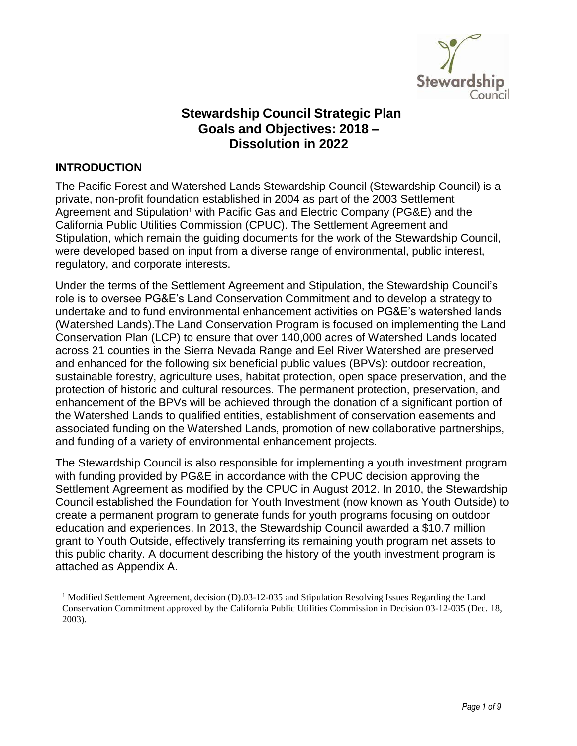# Stewardship Council Strategic Plan Goals and Objectives: 2018 – Dissolution in 2022

## INTRODUCTION

The Pacific Forest and Watershed Lands Stewardship Council (Stewardship Council) is a private, non-profit foundation established in 2004 as part of the 2003 Settlement Agreement and Stipulation[1] with Pacific Gas and Electric Company (PG&E) and the California Public Utilities Commission (CPUC). The Settlement Agreement and Stipulation, which remain the guiding documents for the work of the Stewardship Council, were developed based on input from a diverse range of environmental, public interest, regulatory, and corporate interests.

Under the terms of the Settlement Agreement and Stipulation, the Stewardship Council's role is to oversee PG&E's Land Conservation Commitment and to develop a strategy to undertake and to fund environmental enhancement activities on PG&E's watershed lands (Watershed Lands).The Land Conservation Program is focused on implementing the Land Conservation Plan (LCP) to ensure that over 140,000 acres of Watershed Lands located across 21 counties in the Sierra Nevada Range and Eel River Watershed are preserved and enhanced for the following six beneficial public values (BPVs): outdoor recreation, sustainable forestry, agriculture uses, habitat protection, open space preservation, and the protection of historic and cultural resources. The permanent protection, preservation, and enhancement of the BPVs will be achieved through the donation of a significant portion of the Watershed Lands to qualified entities, establishment of conservation easements and associated funding on the Watershed Lands, promotion of new collaborative partnerships, and funding of a variety of environmental enhancement projects.

The Stewardship Council is also responsible for implementing a youth investment program with funding provided by PG&E in accordance with the CPUC decision approving the Settlement Agreement as modified by the CPUC in August 2012. In 2010, the Stewardship Council established the Foundation for Youth Investment (now known as Youth Outside) to create a permanent program to generate funds for youth programs focusing on outdoor education and experiences. In 2013, the Stewardship Council awarded a \$10.7 million grant to Youth Outside, effectively transferring its remaining youth program net assets to this public charity. A document describing the history of the youth investment program is attached as Appendix A.

[1] Modified Settlement Agreement, decision (D).03-12-035 and Stipulation Resolving Issues Regarding the Land Conservation Commitment approved by the California Public Utilities Commission in Decision 03-12-035 (Dec. 18, 2003).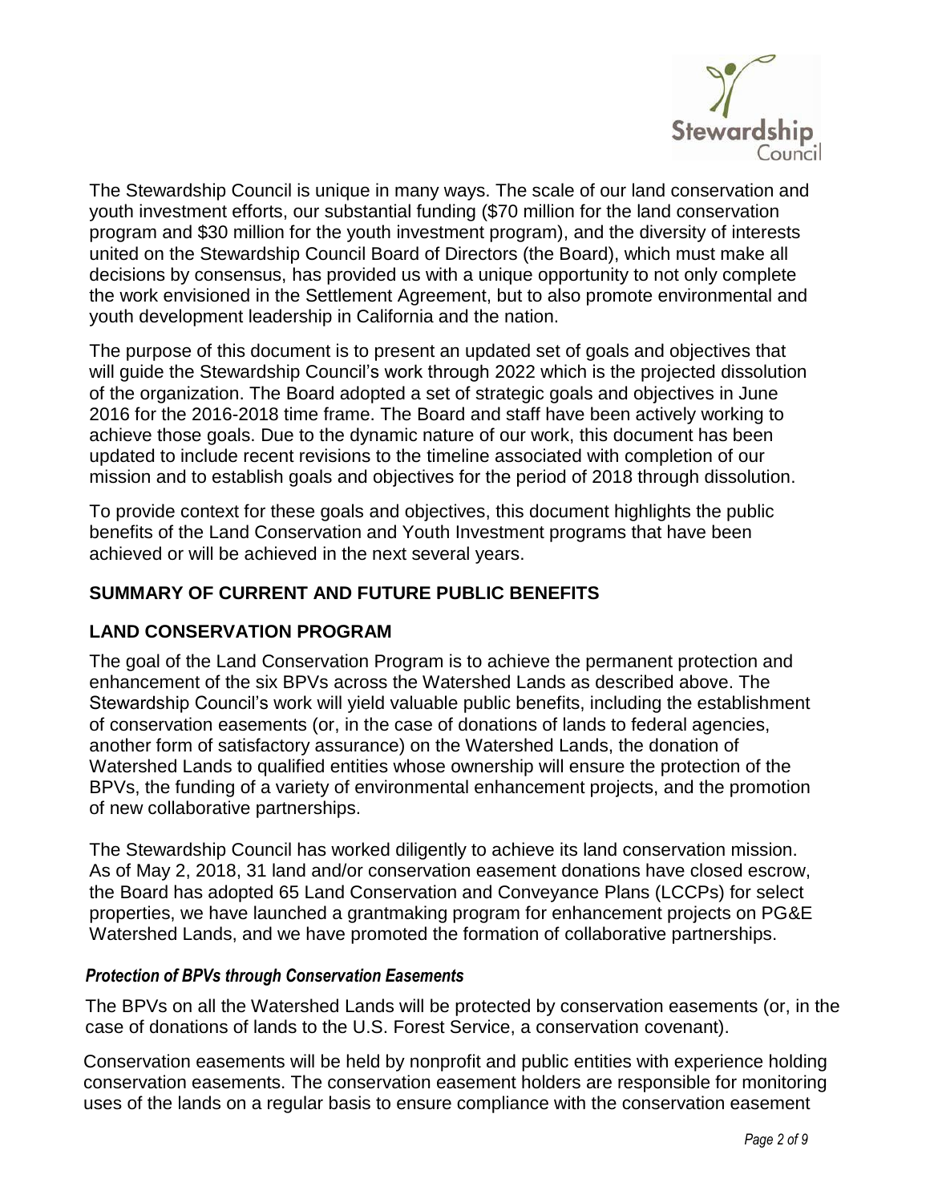The Stewardship Council is unique in many ways. The scale of our land conservation and youth investment efforts, our substantial funding ($70 million for the land conservation program and $30 million for the youth investment program), and the diversity of interests united on the Stewardship Council Board of Directors (the Board), which must make all decisions by consensus, has provided us with a unique opportunity to not only complete the work envisioned in the Settlement Agreement, but to also promote environmental and youth development leadership in California and the nation.

The purpose of this document is to present an updated set of goals and objectives that will guide the Stewardship Council's work through 2022 which is the projected dissolution of the organization. The Board adopted a set of strategic goals and objectives in June 2016 for the 2016-2018 time frame. The Board and staff have been actively working to achieve those goals. Due to the dynamic nature of our work, this document has been updated to include recent revisions to the timeline associated with completion of our mission and to establish goals and objectives for the period of 2018 through dissolution.

To provide context for these goals and objectives, this document highlights the public benefits of the Land Conservation and Youth Investment programs that have been achieved or will be achieved in the next several years.

## SUMMARY OF CURRENT AND FUTURE PUBLIC BENEFITS

## LAND CONSERVATION PROGRAM

The goal of the Land Conservation Program is to achieve the permanent protection and enhancement of the six BPVs across the Watershed Lands as described above. The Stewardship Council's work will yield valuable public benefits, including the establishment of conservation easements (or, in the case of donations of lands to federal agencies, another form of satisfactory assurance) on the Watershed Lands, the donation of Watershed Lands to qualified entities whose ownership will ensure the protection of the BPVs, the funding of a variety of environmental enhancement projects, and the promotion of new collaborative partnerships.

The Stewardship Council has worked diligently to achieve its land conservation mission. As of May 2, 2018, 31 land and/or conservation easement donations have closed escrow, the Board has adopted 65 Land Conservation and Conveyance Plans (LCCPs) for select properties, we have launched a grantmaking program for enhancement projects on PG&E Watershed Lands, and we have promoted the formation of collaborative partnerships.

### *Protection of BPVs through Conservation Easements*

The BPVs on all the Watershed Lands will be protected by conservation easements (or, in the case of donations of lands to the U.S. Forest Service, a conservation covenant).

Conservation easements will be held by nonprofit and public entities with experience holding conservation easements. The conservation easement holders are responsible for monitoring uses of the lands on a regular basis to ensure compliance with the conservation easement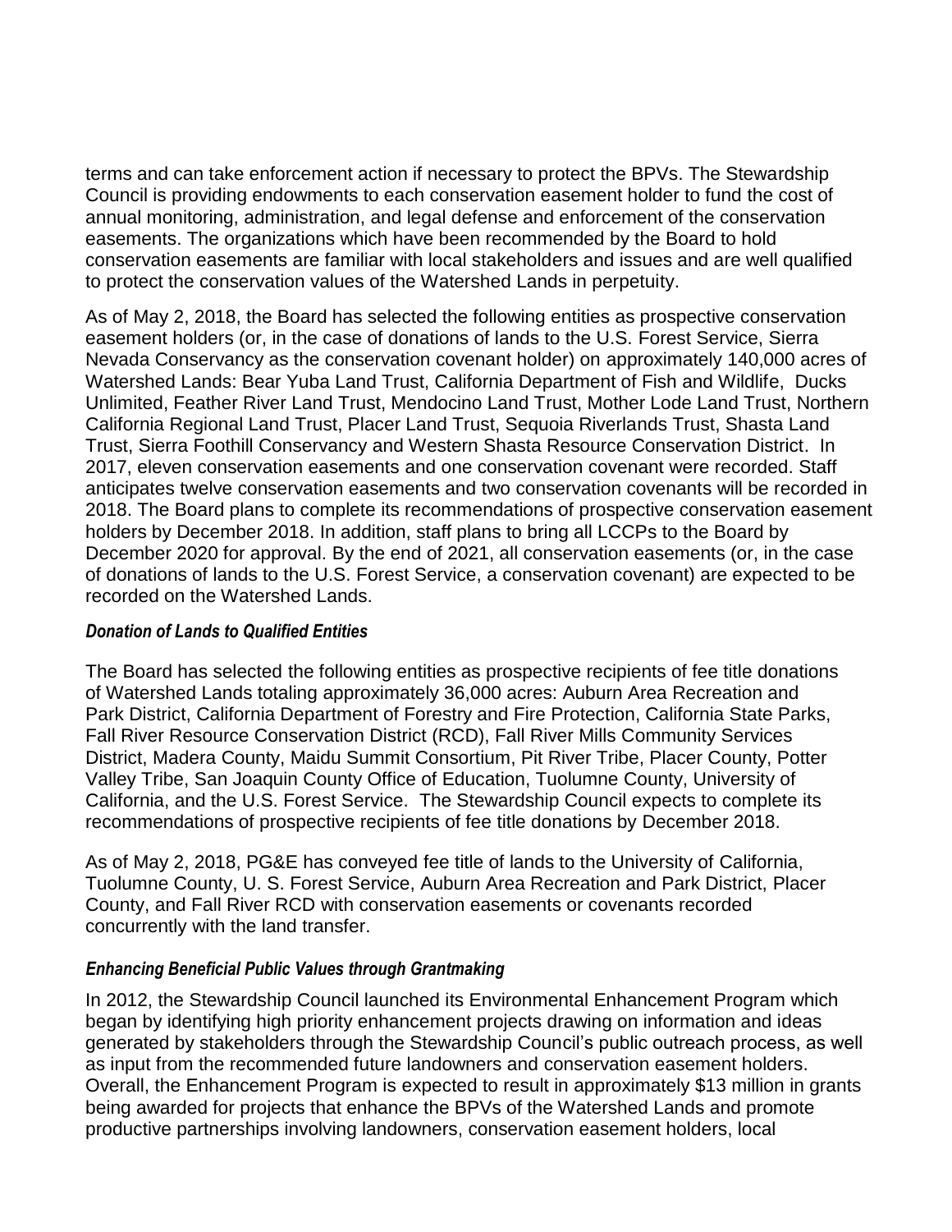terms and can take enforcement action if necessary to protect the BPVs. The Stewardship Council is providing endowments to each conservation easement holder to fund the cost of annual monitoring, administration, and legal defense and enforcement of the conservation easements. The organizations which have been recommended by the Board to hold conservation easements are familiar with local stakeholders and issues and are well qualified to protect the conservation values of the Watershed Lands in perpetuity.

As of May 2, 2018, the Board has selected the following entities as prospective conservation easement holders (or, in the case of donations of lands to the U.S. Forest Service, Sierra Nevada Conservancy as the conservation covenant holder) on approximately 140,000 acres of Watershed Lands: Bear Yuba Land Trust, California Department of Fish and Wildlife, Ducks Unlimited, Feather River Land Trust, Mendocino Land Trust, Mother Lode Land Trust, Northern California Regional Land Trust, Placer Land Trust, Sequoia Riverlands Trust, Shasta Land Trust, Sierra Foothill Conservancy and Western Shasta Resource Conservation District. In 2017, eleven conservation easements and one conservation covenant were recorded. Staff anticipates twelve conservation easements and two conservation covenants will be recorded in 2018. The Board plans to complete its recommendations of prospective conservation easement holders by December 2018. In addition, staff plans to bring all LCCPs to the Board by December 2020 for approval. By the end of 2021, all conservation easements (or, in the case of donations of lands to the U.S. Forest Service, a conservation covenant) are expected to be recorded on the Watershed Lands.

***Donation of Lands to Qualified Entities***

The Board has selected the following entities as prospective recipients of fee title donations of Watershed Lands totaling approximately 36,000 acres: Auburn Area Recreation and Park District, California Department of Forestry and Fire Protection, California State Parks, Fall River Resource Conservation District (RCD), Fall River Mills Community Services District, Madera County, Maidu Summit Consortium, Pit River Tribe, Placer County, Potter Valley Tribe, San Joaquin County Office of Education, Tuolumne County, University of California, and the U.S. Forest Service. The Stewardship Council expects to complete its recommendations of prospective recipients of fee title donations by December 2018.

As of May 2, 2018, PG&E has conveyed fee title of lands to the University of California, Tuolumne County, U. S. Forest Service, Auburn Area Recreation and Park District, Placer County, and Fall River RCD with conservation easements or covenants recorded concurrently with the land transfer.

***Enhancing Beneficial Public Values through Grantmaking***

In 2012, the Stewardship Council launched its Environmental Enhancement Program which began by identifying high priority enhancement projects drawing on information and ideas generated by stakeholders through the Stewardship Council's public outreach process, as well as input from the recommended future landowners and conservation easement holders. Overall, the Enhancement Program is expected to result in approximately $13 million in grants being awarded for projects that enhance the BPVs of the Watershed Lands and promote productive partnerships involving landowners, conservation easement holders, local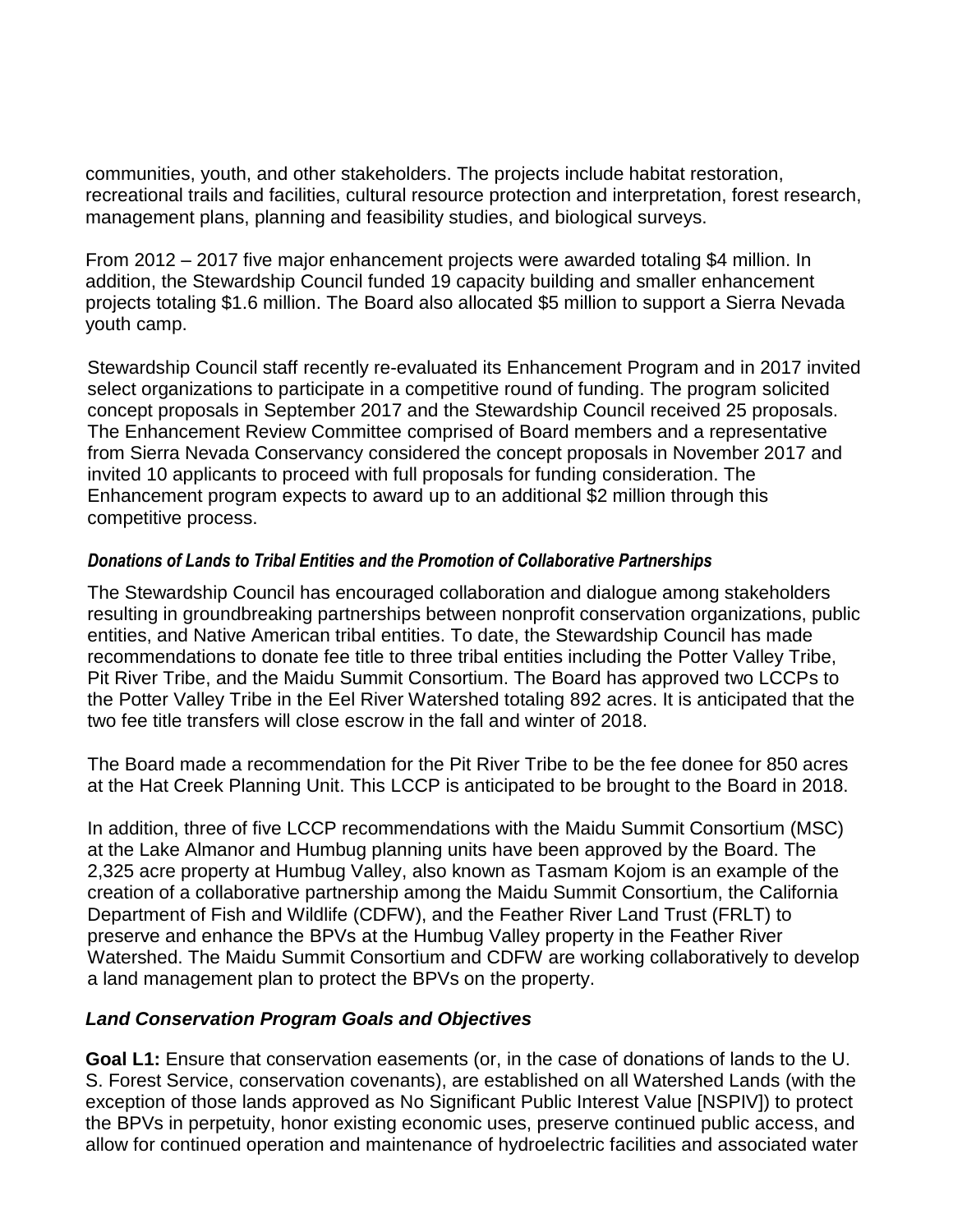communities, youth, and other stakeholders. The projects include habitat restoration, recreational trails and facilities, cultural resource protection and interpretation, forest research, management plans, planning and feasibility studies, and biological surveys.

From 2012 – 2017 five major enhancement projects were awarded totaling $4 million. In addition, the Stewardship Council funded 19 capacity building and smaller enhancement projects totaling $1.6 million. The Board also allocated $5 million to support a Sierra Nevada youth camp.

Stewardship Council staff recently re-evaluated its Enhancement Program and in 2017 invited select organizations to participate in a competitive round of funding. The program solicited concept proposals in September 2017 and the Stewardship Council received 25 proposals. The Enhancement Review Committee comprised of Board members and a representative from Sierra Nevada Conservancy considered the concept proposals in November 2017 and invited 10 applicants to proceed with full proposals for funding consideration. The Enhancement program expects to award up to an additional $2 million through this competitive process.

***Donations of Lands to Tribal Entities and the Promotion of Collaborative Partnerships***

The Stewardship Council has encouraged collaboration and dialogue among stakeholders resulting in groundbreaking partnerships between nonprofit conservation organizations, public entities, and Native American tribal entities. To date, the Stewardship Council has made recommendations to donate fee title to three tribal entities including the Potter Valley Tribe, Pit River Tribe, and the Maidu Summit Consortium. The Board has approved two LCCPs to the Potter Valley Tribe in the Eel River Watershed totaling 892 acres. It is anticipated that the two fee title transfers will close escrow in the fall and winter of 2018.

The Board made a recommendation for the Pit River Tribe to be the fee donee for 850 acres at the Hat Creek Planning Unit. This LCCP is anticipated to be brought to the Board in 2018.

In addition, three of five LCCP recommendations with the Maidu Summit Consortium (MSC) at the Lake Almanor and Humbug planning units have been approved by the Board. The 2,325 acre property at Humbug Valley, also known as Tasmam Kojom is an example of the creation of a collaborative partnership among the Maidu Summit Consortium, the California Department of Fish and Wildlife (CDFW), and the Feather River Land Trust (FRLT) to preserve and enhance the BPVs at the Humbug Valley property in the Feather River Watershed. The Maidu Summit Consortium and CDFW are working collaboratively to develop a land management plan to protect the BPVs on the property.

### *Land Conservation Program Goals and Objectives*

**Goal L1:** Ensure that conservation easements (or, in the case of donations of lands to the U. S. Forest Service, conservation covenants), are established on all Watershed Lands (with the exception of those lands approved as No Significant Public Interest Value [NSPIV]) to protect the BPVs in perpetuity, honor existing economic uses, preserve continued public access, and allow for continued operation and maintenance of hydroelectric facilities and associated water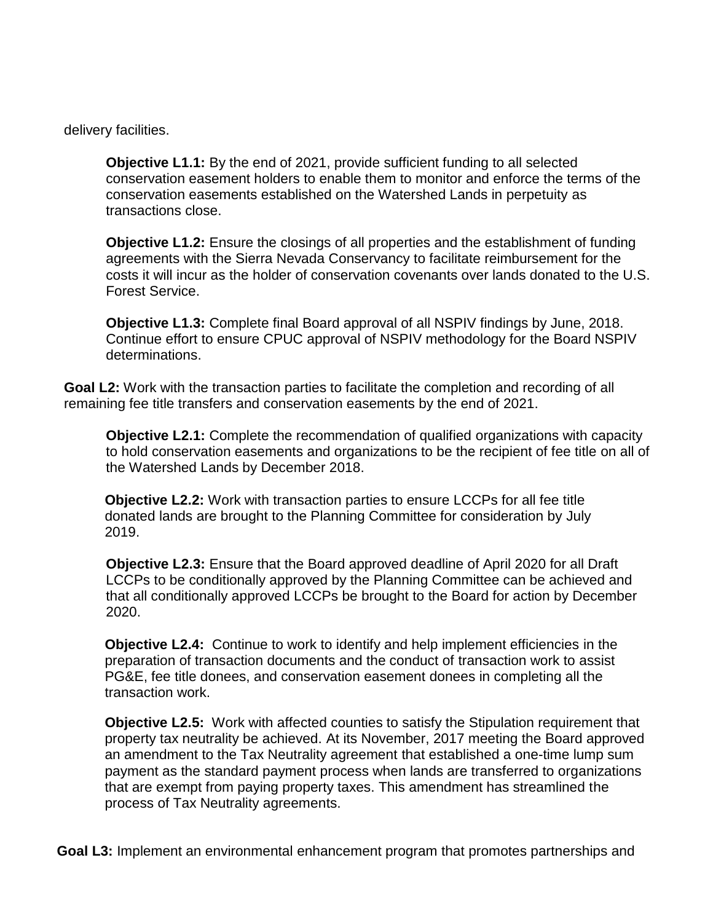delivery facilities.

> **Objective L1.1:** By the end of 2021, provide sufficient funding to all selected conservation easement holders to enable them to monitor and enforce the terms of the conservation easements established on the Watershed Lands in perpetuity as transactions close.
>
> **Objective L1.2:** Ensure the closings of all properties and the establishment of funding agreements with the Sierra Nevada Conservancy to facilitate reimbursement for the costs it will incur as the holder of conservation covenants over lands donated to the U.S. Forest Service.
>
> **Objective L1.3:** Complete final Board approval of all NSPIV findings by June, 2018. Continue effort to ensure CPUC approval of NSPIV methodology for the Board NSPIV determinations.

**Goal L2:** Work with the transaction parties to facilitate the completion and recording of all remaining fee title transfers and conservation easements by the end of 2021.

> **Objective L2.1:** Complete the recommendation of qualified organizations with capacity to hold conservation easements and organizations to be the recipient of fee title on all of the Watershed Lands by December 2018.
>
> **Objective L2.2:** Work with transaction parties to ensure LCCPs for all fee title donated lands are brought to the Planning Committee for consideration by July 2019.
>
> **Objective L2.3:** Ensure that the Board approved deadline of April 2020 for all Draft LCCPs to be conditionally approved by the Planning Committee can be achieved and that all conditionally approved LCCPs be brought to the Board for action by December 2020.
>
> **Objective L2.4:** Continue to work to identify and help implement efficiencies in the preparation of transaction documents and the conduct of transaction work to assist PG&E, fee title donees, and conservation easement donees in completing all the transaction work.
>
> **Objective L2.5:** Work with affected counties to satisfy the Stipulation requirement that property tax neutrality be achieved. At its November, 2017 meeting the Board approved an amendment to the Tax Neutrality agreement that established a one-time lump sum payment as the standard payment process when lands are transferred to organizations that are exempt from paying property taxes. This amendment has streamlined the process of Tax Neutrality agreements.

**Goal L3:** Implement an environmental enhancement program that promotes partnerships and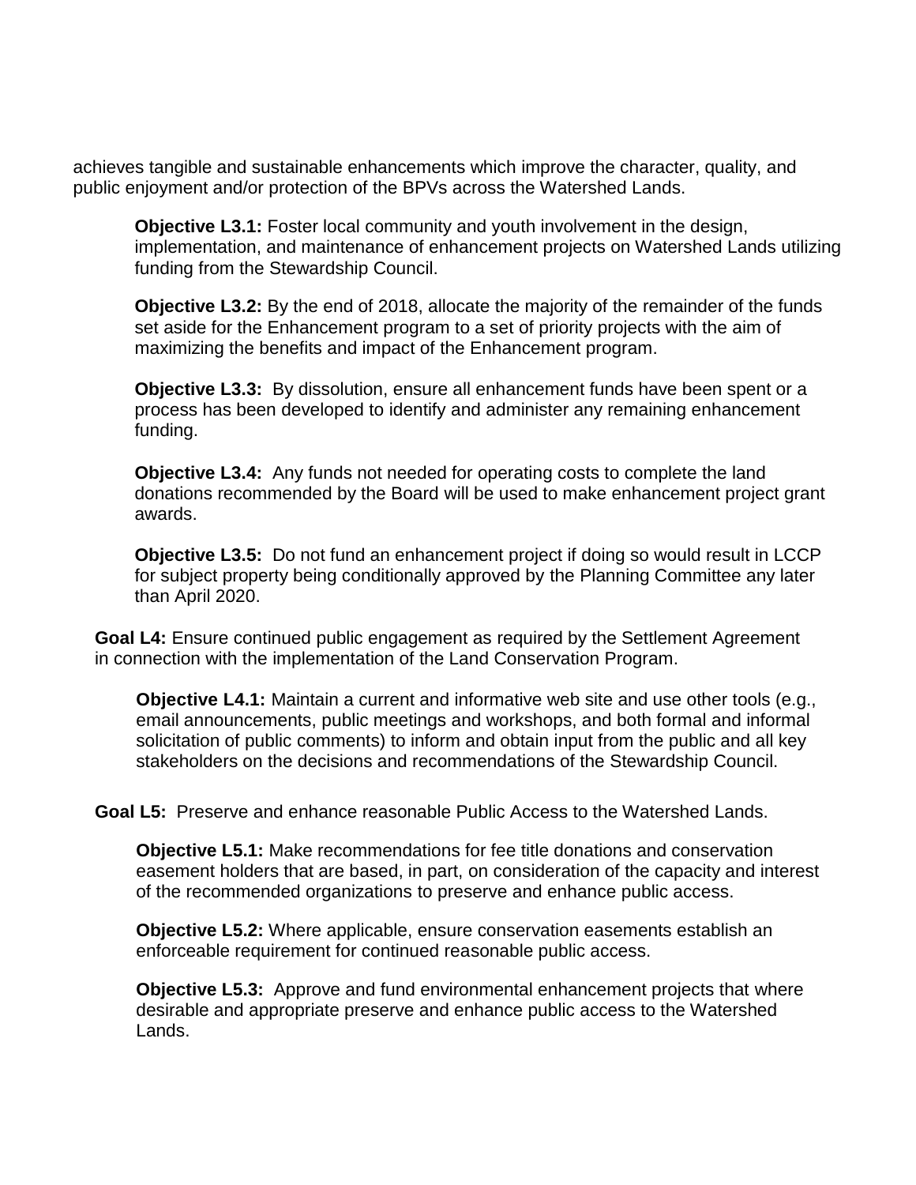achieves tangible and sustainable enhancements which improve the character, quality, and public enjoyment and/or protection of the BPVs across the Watershed Lands.

**Objective L3.1:** Foster local community and youth involvement in the design, implementation, and maintenance of enhancement projects on Watershed Lands utilizing funding from the Stewardship Council.

**Objective L3.2:** By the end of 2018, allocate the majority of the remainder of the funds set aside for the Enhancement program to a set of priority projects with the aim of maximizing the benefits and impact of the Enhancement program.

**Objective L3.3:** By dissolution, ensure all enhancement funds have been spent or a process has been developed to identify and administer any remaining enhancement funding.

**Objective L3.4:** Any funds not needed for operating costs to complete the land donations recommended by the Board will be used to make enhancement project grant awards.

**Objective L3.5:** Do not fund an enhancement project if doing so would result in LCCP for subject property being conditionally approved by the Planning Committee any later than April 2020.

**Goal L4:** Ensure continued public engagement as required by the Settlement Agreement in connection with the implementation of the Land Conservation Program.

**Objective L4.1:** Maintain a current and informative web site and use other tools (e.g., email announcements, public meetings and workshops, and both formal and informal solicitation of public comments) to inform and obtain input from the public and all key stakeholders on the decisions and recommendations of the Stewardship Council.

**Goal L5:** Preserve and enhance reasonable Public Access to the Watershed Lands.

**Objective L5.1:** Make recommendations for fee title donations and conservation easement holders that are based, in part, on consideration of the capacity and interest of the recommended organizations to preserve and enhance public access.

**Objective L5.2:** Where applicable, ensure conservation easements establish an enforceable requirement for continued reasonable public access.

**Objective L5.3:** Approve and fund environmental enhancement projects that where desirable and appropriate preserve and enhance public access to the Watershed Lands.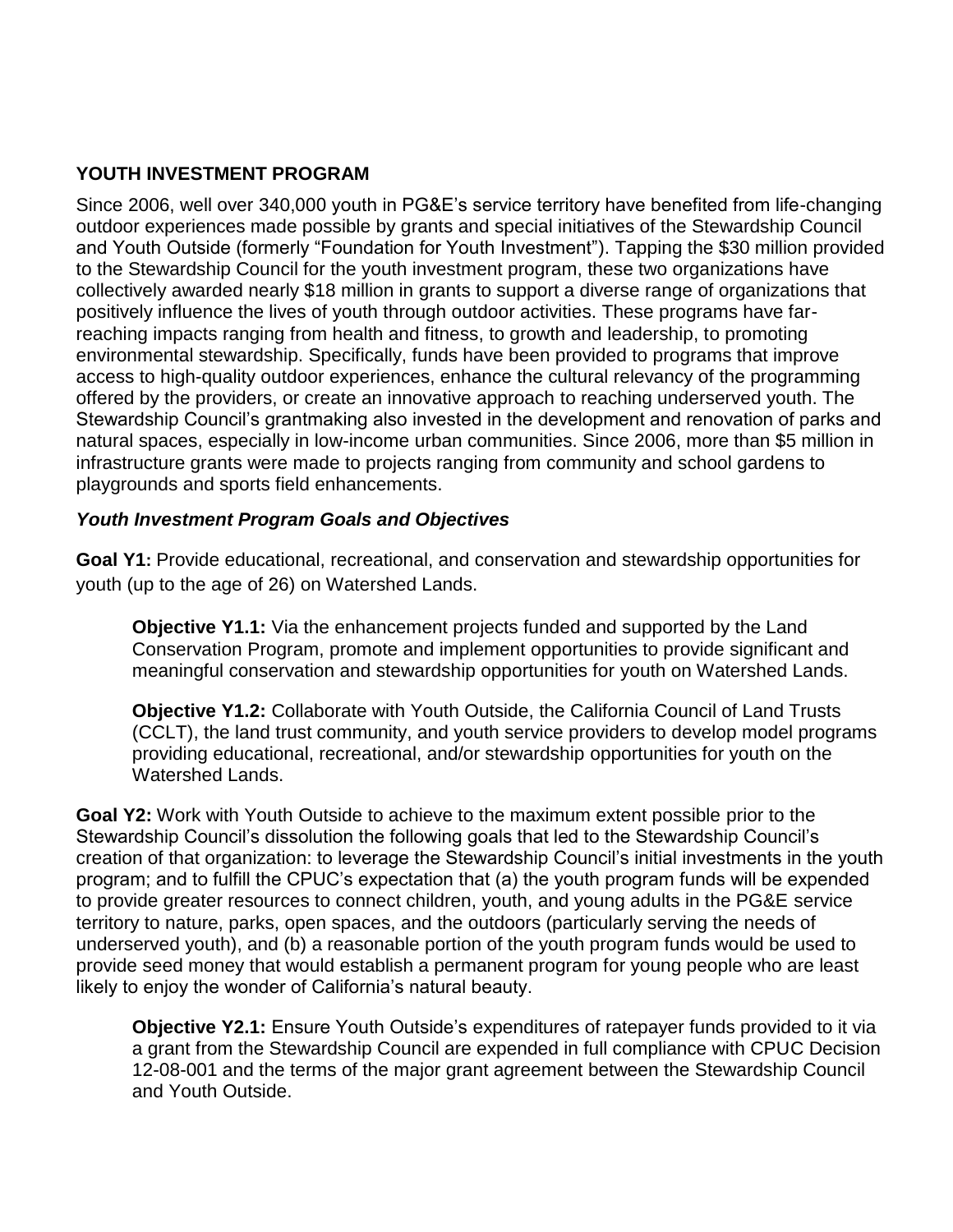## YOUTH INVESTMENT PROGRAM

Since 2006, well over 340,000 youth in PG&E's service territory have benefited from life-changing outdoor experiences made possible by grants and special initiatives of the Stewardship Council and Youth Outside (formerly "Foundation for Youth Investment"). Tapping the $30 million provided to the Stewardship Council for the youth investment program, these two organizations have collectively awarded nearly $18 million in grants to support a diverse range of organizations that positively influence the lives of youth through outdoor activities. These programs have far-reaching impacts ranging from health and fitness, to growth and leadership, to promoting environmental stewardship. Specifically, funds have been provided to programs that improve access to high-quality outdoor experiences, enhance the cultural relevancy of the programming offered by the providers, or create an innovative approach to reaching underserved youth. The Stewardship Council's grantmaking also invested in the development and renovation of parks and natural spaces, especially in low-income urban communities. Since 2006, more than $5 million in infrastructure grants were made to projects ranging from community and school gardens to playgrounds and sports field enhancements.

### *Youth Investment Program Goals and Objectives*

**Goal Y1:** Provide educational, recreational, and conservation and stewardship opportunities for youth (up to the age of 26) on Watershed Lands.

> **Objective Y1.1:** Via the enhancement projects funded and supported by the Land Conservation Program, promote and implement opportunities to provide significant and meaningful conservation and stewardship opportunities for youth on Watershed Lands.
>
> **Objective Y1.2:** Collaborate with Youth Outside, the California Council of Land Trusts (CCLT), the land trust community, and youth service providers to develop model programs providing educational, recreational, and/or stewardship opportunities for youth on the Watershed Lands.

**Goal Y2:** Work with Youth Outside to achieve to the maximum extent possible prior to the Stewardship Council's dissolution the following goals that led to the Stewardship Council's creation of that organization: to leverage the Stewardship Council's initial investments in the youth program; and to fulfill the CPUC's expectation that (a) the youth program funds will be expended to provide greater resources to connect children, youth, and young adults in the PG&E service territory to nature, parks, open spaces, and the outdoors (particularly serving the needs of underserved youth), and (b) a reasonable portion of the youth program funds would be used to provide seed money that would establish a permanent program for young people who are least likely to enjoy the wonder of California's natural beauty.

> **Objective Y2.1:** Ensure Youth Outside's expenditures of ratepayer funds provided to it via a grant from the Stewardship Council are expended in full compliance with CPUC Decision 12-08-001 and the terms of the major grant agreement between the Stewardship Council and Youth Outside.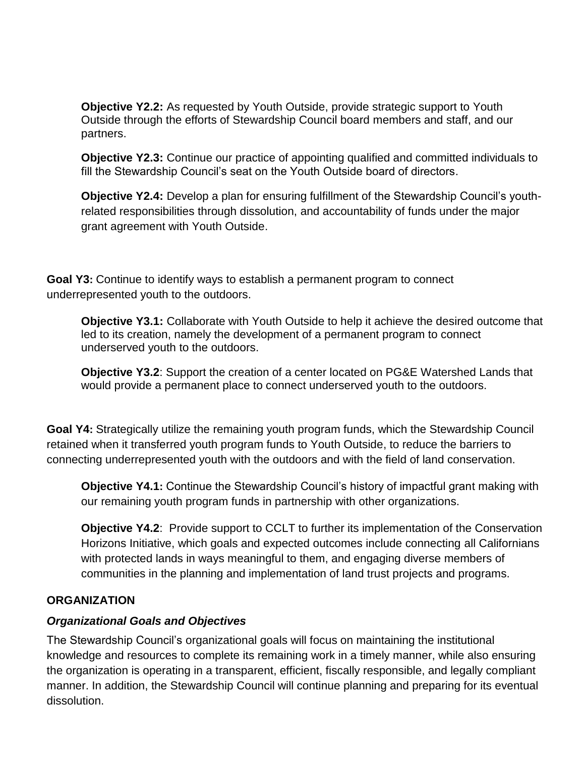**Objective Y2.2:** As requested by Youth Outside, provide strategic support to Youth Outside through the efforts of Stewardship Council board members and staff, and our partners.

**Objective Y2.3:** Continue our practice of appointing qualified and committed individuals to fill the Stewardship Council's seat on the Youth Outside board of directors.

**Objective Y2.4:** Develop a plan for ensuring fulfillment of the Stewardship Council's youth-related responsibilities through dissolution, and accountability of funds under the major grant agreement with Youth Outside.

**Goal Y3:** Continue to identify ways to establish a permanent program to connect underrepresented youth to the outdoors.

**Objective Y3.1:** Collaborate with Youth Outside to help it achieve the desired outcome that led to its creation, namely the development of a permanent program to connect underserved youth to the outdoors.

**Objective Y3.2**: Support the creation of a center located on PG&E Watershed Lands that would provide a permanent place to connect underserved youth to the outdoors.

**Goal Y4:** Strategically utilize the remaining youth program funds, which the Stewardship Council retained when it transferred youth program funds to Youth Outside, to reduce the barriers to connecting underrepresented youth with the outdoors and with the field of land conservation.

**Objective Y4.1:** Continue the Stewardship Council's history of impactful grant making with our remaining youth program funds in partnership with other organizations.

**Objective Y4.2**: Provide support to CCLT to further its implementation of the Conservation Horizons Initiative, which goals and expected outcomes include connecting all Californians with protected lands in ways meaningful to them, and engaging diverse members of communities in the planning and implementation of land trust projects and programs.

## ORGANIZATION

### *Organizational Goals and Objectives*

The Stewardship Council's organizational goals will focus on maintaining the institutional knowledge and resources to complete its remaining work in a timely manner, while also ensuring the organization is operating in a transparent, efficient, fiscally responsible, and legally compliant manner. In addition, the Stewardship Council will continue planning and preparing for its eventual dissolution.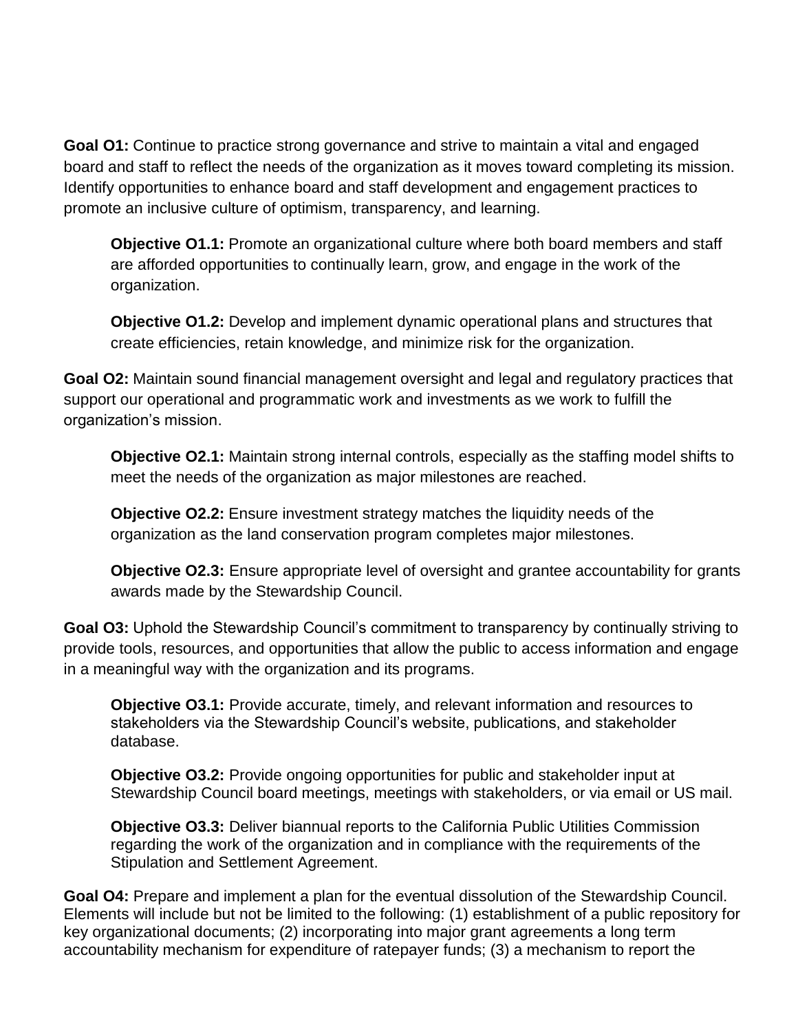**Goal O1:** Continue to practice strong governance and strive to maintain a vital and engaged board and staff to reflect the needs of the organization as it moves toward completing its mission. Identify opportunities to enhance board and staff development and engagement practices to promote an inclusive culture of optimism, transparency, and learning.

> **Objective O1.1:** Promote an organizational culture where both board members and staff are afforded opportunities to continually learn, grow, and engage in the work of the organization.
>
> **Objective O1.2:** Develop and implement dynamic operational plans and structures that create efficiencies, retain knowledge, and minimize risk for the organization.

**Goal O2:** Maintain sound financial management oversight and legal and regulatory practices that support our operational and programmatic work and investments as we work to fulfill the organization's mission.

> **Objective O2.1:** Maintain strong internal controls, especially as the staffing model shifts to meet the needs of the organization as major milestones are reached.
>
> **Objective O2.2:** Ensure investment strategy matches the liquidity needs of the organization as the land conservation program completes major milestones.
>
> **Objective O2.3:** Ensure appropriate level of oversight and grantee accountability for grants awards made by the Stewardship Council.

**Goal O3:** Uphold the Stewardship Council's commitment to transparency by continually striving to provide tools, resources, and opportunities that allow the public to access information and engage in a meaningful way with the organization and its programs.

> **Objective O3.1:** Provide accurate, timely, and relevant information and resources to stakeholders via the Stewardship Council's website, publications, and stakeholder database.
>
> **Objective O3.2:** Provide ongoing opportunities for public and stakeholder input at Stewardship Council board meetings, meetings with stakeholders, or via email or US mail.
>
> **Objective O3.3:** Deliver biannual reports to the California Public Utilities Commission regarding the work of the organization and in compliance with the requirements of the Stipulation and Settlement Agreement.

**Goal O4:** Prepare and implement a plan for the eventual dissolution of the Stewardship Council. Elements will include but not be limited to the following: (1) establishment of a public repository for key organizational documents; (2) incorporating into major grant agreements a long term accountability mechanism for expenditure of ratepayer funds; (3) a mechanism to report the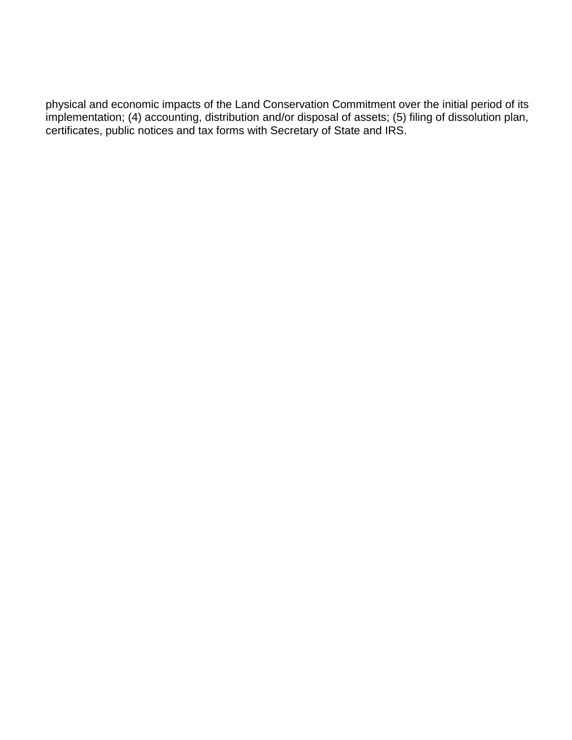physical and economic impacts of the Land Conservation Commitment over the initial period of its implementation; (4) accounting, distribution and/or disposal of assets; (5) filing of dissolution plan, certificates, public notices and tax forms with Secretary of State and IRS.